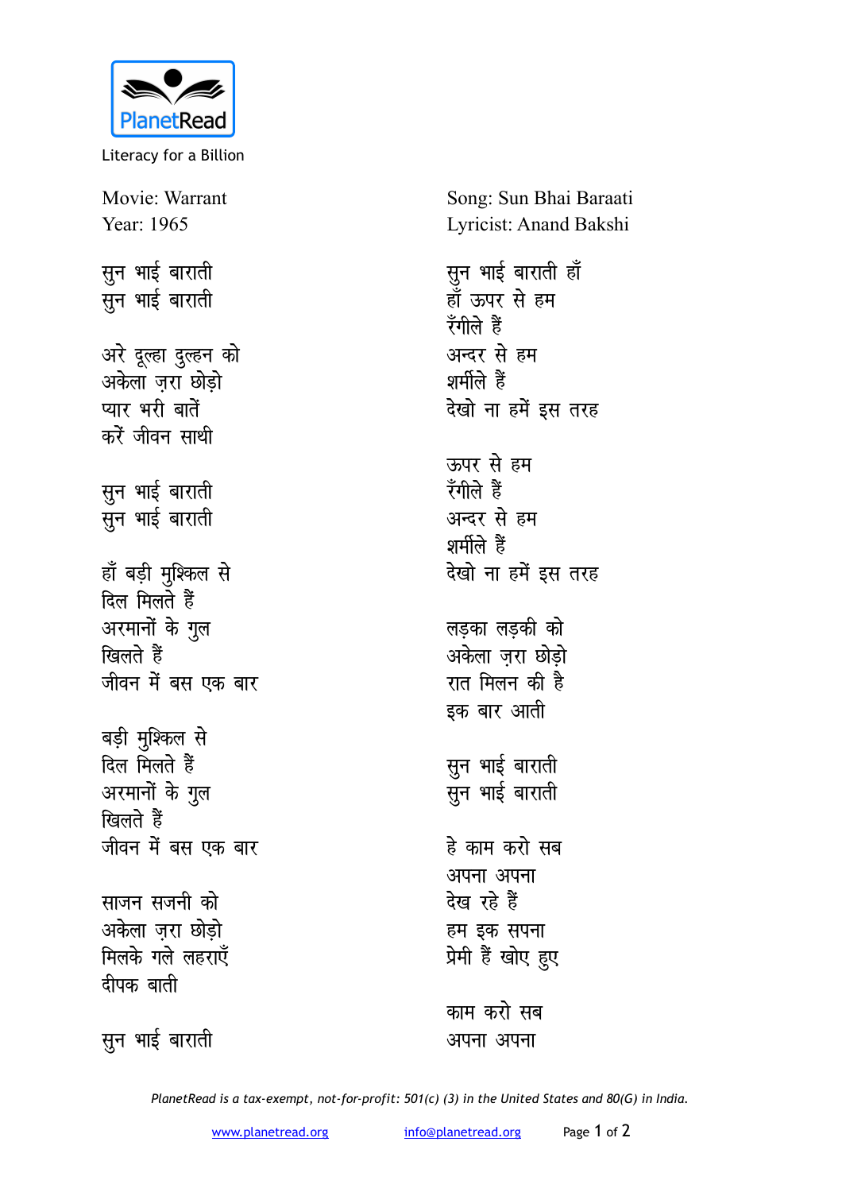PlanetRead

Literacy for a Billion

Movie: Warrant
Year: 1965

Song: Sun Bhai Baraati
Lyricist: Anand Bakshi

सुन भाई बाराती
सुन भाई बाराती

अरे दूल्हा दुल्हन को
अकेला ज़रा छोड़ो
प्यार भरी बातें
करें जीवन साथी

सुन भाई बाराती
सुन भाई बाराती

हाँ बड़ी मुश्किल से
दिल मिलते हैं
अरमानों के गुल
खिलते हैं
जीवन में बस एक बार

बड़ी मुश्किल से
दिल मिलते हैं
अरमानों के गुल
खिलते हैं
जीवन में बस एक बार

साजन सजनी को
अकेला ज़रा छोड़ो
मिलके गले लहराएँ
दीपक बाती

सुन भाई बाराती

सुन भाई बाराती हाँ
हाँ ऊपर से हम
रँगीले हैं
अन्दर से हम
शर्मीले हैं
देखो ना हमें इस तरह

ऊपर से हम
रँगीले हैं
अन्दर से हम
शर्मीले हैं
देखो ना हमें इस तरह

लड़का लड़की को
अकेला ज़रा छोड़ो
रात मिलन की है
इक बार आती

सुन भाई बाराती
सुन भाई बाराती

हे काम करो सब
अपना अपना
देख रहे हैं
हम इक सपना
प्रेमी हैं खोए हुए

काम करो सब
अपना अपना

*PlanetRead is a tax-exempt, not-for-profit: 501(c) (3) in the United States and 80(G) in India.*

www.planetread.org info@planetread.org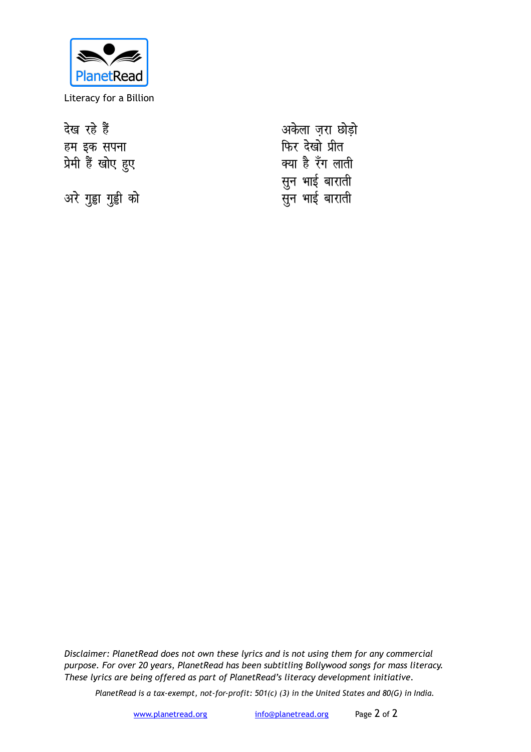देख रहे हैं
हम इक सपना
प्रेमी हैं खोए हुए

अरे गुड्डा गुड्डी को
अकेला ज़रा छोड़ो
फिर देखो प्रीत
क्या है रँग लाती
सुन भाई बाराती
सुन भाई बाराती

*Disclaimer: PlanetRead does not own these lyrics and is not using them for any commercial purpose. For over 20 years, PlanetRead has been subtitling Bollywood songs for mass literacy. These lyrics are being offered as part of PlanetRead's literacy development initiative.*

*PlanetRead is a tax-exempt, not-for-profit: 501(c) (3) in the United States and 80(G) in India.*

www.planetread.org info@planetread.org